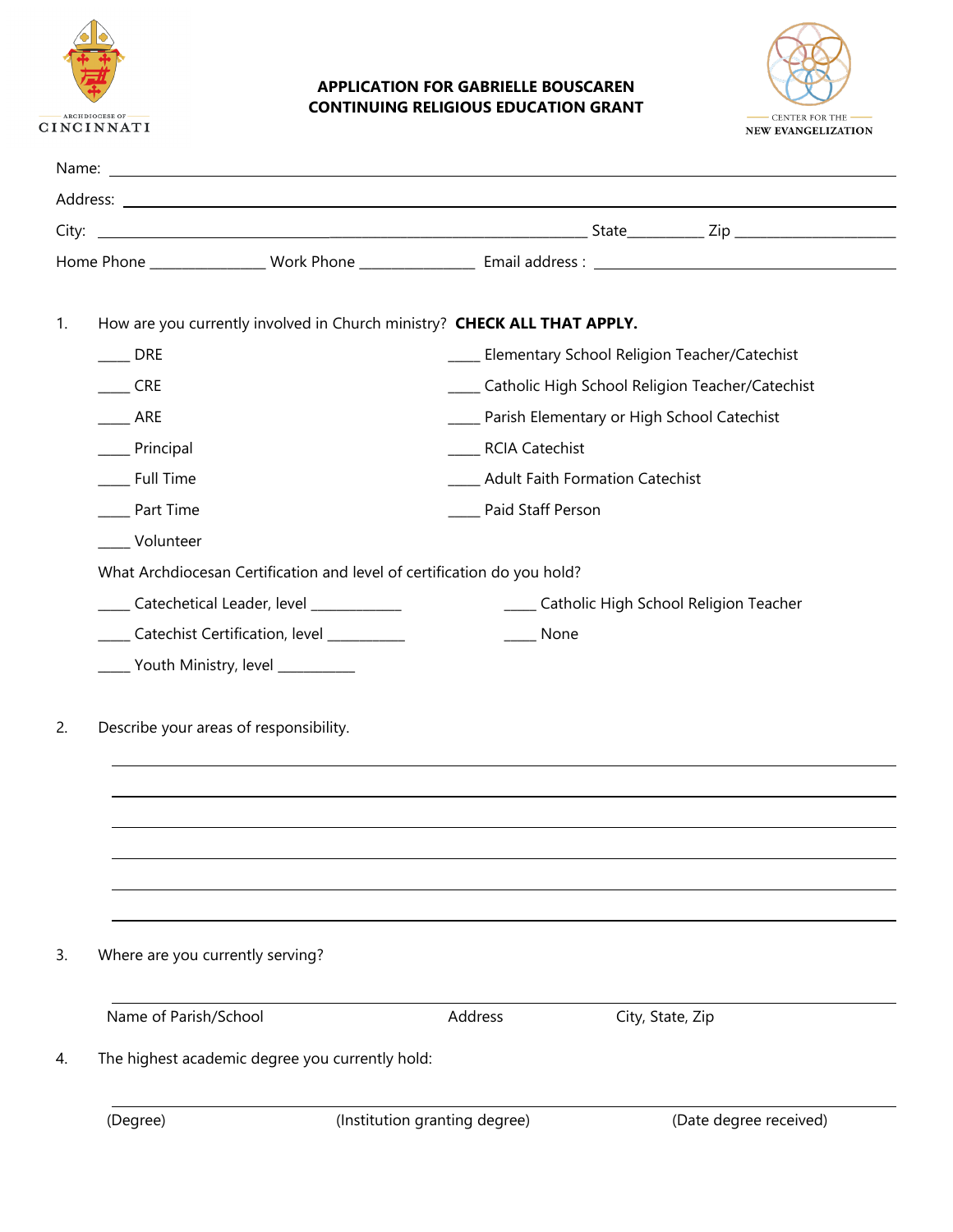ARCHDIOCESE OF CINCINNATI

## APPLICATION FOR GABRIELLE BOUSCAREN CONTINUING RELIGIOUS EDUCATION GRANT

CENTER FOR THE NEW EVANGELIZATION

Name: ______________________________________________

Address: ______________________________________________

City: ______________________________________________ State__________ Zip ______________________

Home Phone _______________ Work Phone _______________ Email address : ______________________________

1. How are you currently involved in Church ministry? **CHECK ALL THAT APPLY.**

   ____ DRE
   ____ CRE
   ____ ARE
   ____ Principal
   ____ Full Time
   ____ Part Time
   ____ Volunteer
   ____ Elementary School Religion Teacher/Catechist
   ____ Catholic High School Religion Teacher/Catechist
   ____ Parish Elementary or High School Catechist
   ____ RCIA Catechist
   ____ Adult Faith Formation Catechist
   ____ Paid Staff Person

   What Archdiocesan Certification and level of certification do you hold?

   ____ Catechetical Leader, level ____________
   ____ Catechist Certification, level __________
   ____ Youth Ministry, level __________
   ____ Catholic High School Religion Teacher
   ____ None

2. Describe your areas of responsibility.

   ______________________________________________
   ______________________________________________
   ______________________________________________
   ______________________________________________
   ______________________________________________
   ______________________________________________

3. Where are you currently serving?

   ______________________________________________
   Name of Parish/School Address City, State, Zip

4. The highest academic degree you currently hold:

   ______________________________________________
   (Degree) (Institution granting degree) (Date degree received)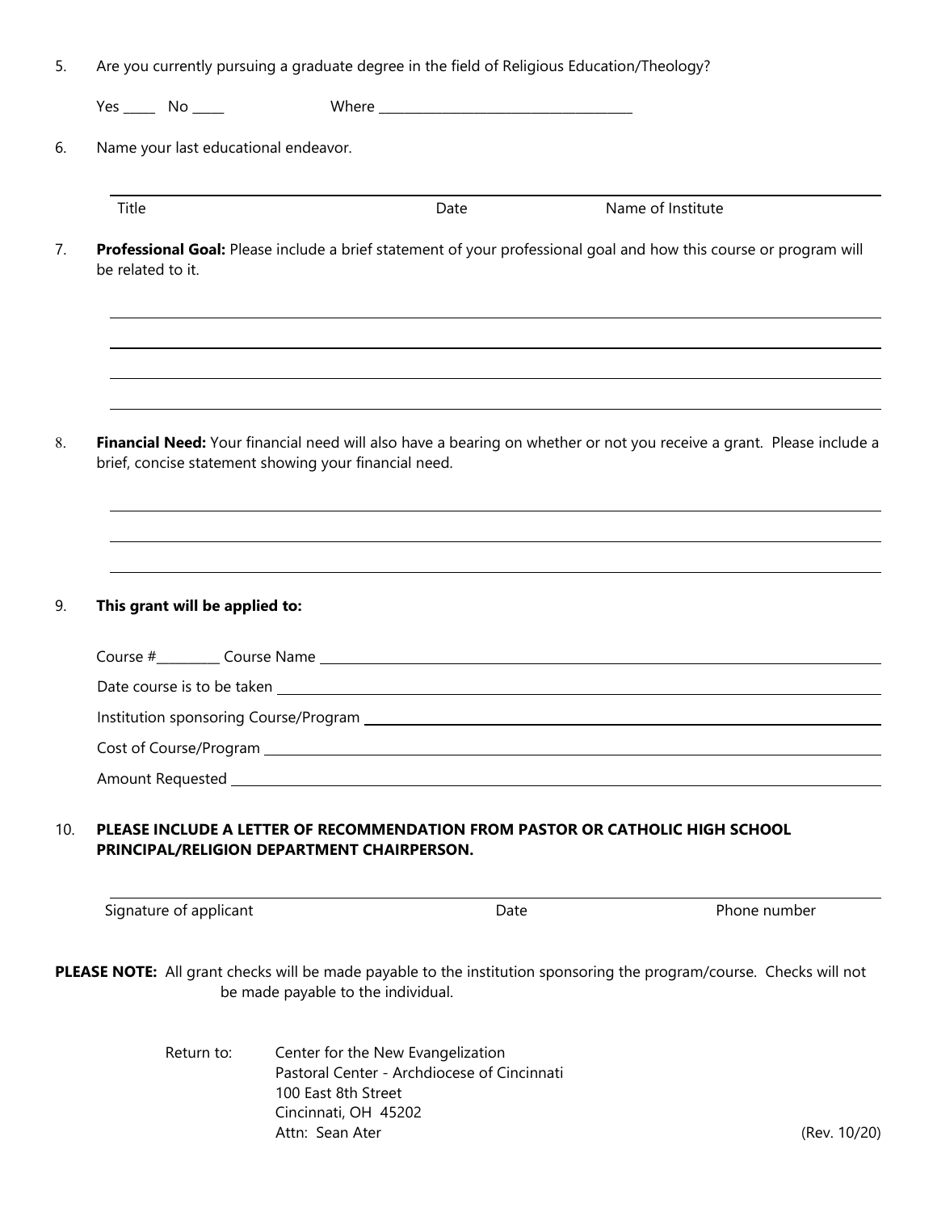5. Are you currently pursuing a graduate degree in the field of Religious Education/Theology?

   Yes _____ No _____ Where ______________________________________

6. Name your last educational endeavor.

   | Title | Date | Name of Institute |
   |---|---|---|
   | | | |

7. **Professional Goal:** Please include a brief statement of your professional goal and how this course or program will be related to it.

   ______________________________________________________________________

   ______________________________________________________________________

   ______________________________________________________________________

   ______________________________________________________________________

8. **Financial Need:** Your financial need will also have a bearing on whether or not you receive a grant. Please include a brief, concise statement showing your financial need.

   ______________________________________________________________________

   ______________________________________________________________________

   ______________________________________________________________________

9. **This grant will be applied to:**

   Course #_________ Course Name ________________________________________

   Date course is to be taken ____________________________________________

   Institution sponsoring Course/Program ___________________________________

   Cost of Course/Program _______________________________________________

   Amount Requested ____________________________________________________

10. **PLEASE INCLUDE A LETTER OF RECOMMENDATION FROM PASTOR OR CATHOLIC HIGH SCHOOL PRINCIPAL/RELIGION DEPARTMENT CHAIRPERSON.**

| Signature of applicant | Date | Phone number |
|---|---|---|
| | | |

**PLEASE NOTE:** All grant checks will be made payable to the institution sponsoring the program/course. Checks will not be made payable to the individual.

Return to:

Center for the New Evangelization
Pastoral Center - Archdiocese of Cincinnati
100 East 8th Street
Cincinnati, OH 45202
Attn: Sean Ater

(Rev. 10/20)